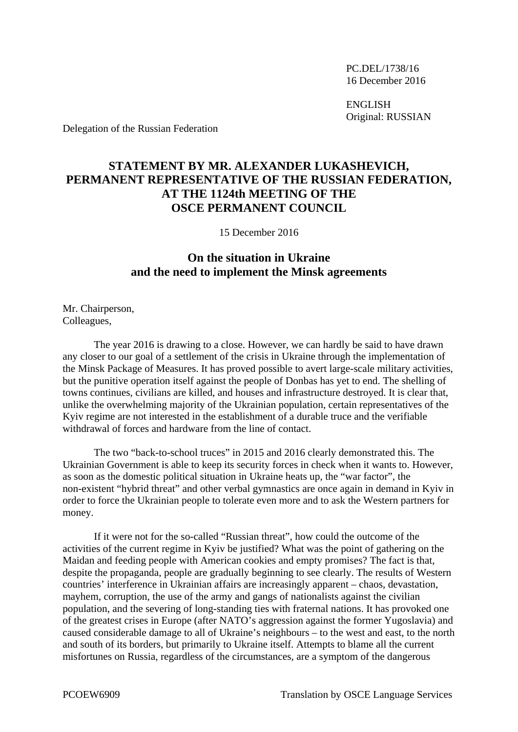PC.DEL/1738/16
16 December 2016

ENGLISH
Original: RUSSIAN

Delegation of the Russian Federation

## STATEMENT BY MR. ALEXANDER LUKASHEVICH, PERMANENT REPRESENTATIVE OF THE RUSSIAN FEDERATION, AT THE 1124th MEETING OF THE OSCE PERMANENT COUNCIL

15 December 2016

### On the situation in Ukraine and the need to implement the Minsk agreements

Mr. Chairperson,
Colleagues,

The year 2016 is drawing to a close. However, we can hardly be said to have drawn any closer to our goal of a settlement of the crisis in Ukraine through the implementation of the Minsk Package of Measures. It has proved possible to avert large-scale military activities, but the punitive operation itself against the people of Donbas has yet to end. The shelling of towns continues, civilians are killed, and houses and infrastructure destroyed. It is clear that, unlike the overwhelming majority of the Ukrainian population, certain representatives of the Kyiv regime are not interested in the establishment of a durable truce and the verifiable withdrawal of forces and hardware from the line of contact.

The two "back-to-school truces" in 2015 and 2016 clearly demonstrated this. The Ukrainian Government is able to keep its security forces in check when it wants to. However, as soon as the domestic political situation in Ukraine heats up, the "war factor", the non-existent "hybrid threat" and other verbal gymnastics are once again in demand in Kyiv in order to force the Ukrainian people to tolerate even more and to ask the Western partners for money.

If it were not for the so-called "Russian threat", how could the outcome of the activities of the current regime in Kyiv be justified? What was the point of gathering on the Maidan and feeding people with American cookies and empty promises? The fact is that, despite the propaganda, people are gradually beginning to see clearly. The results of Western countries' interference in Ukrainian affairs are increasingly apparent – chaos, devastation, mayhem, corruption, the use of the army and gangs of nationalists against the civilian population, and the severing of long-standing ties with fraternal nations. It has provoked one of the greatest crises in Europe (after NATO's aggression against the former Yugoslavia) and caused considerable damage to all of Ukraine's neighbours – to the west and east, to the north and south of its borders, but primarily to Ukraine itself. Attempts to blame all the current misfortunes on Russia, regardless of the circumstances, are a symptom of the dangerous

PCOEW6909 Translation by OSCE Language Services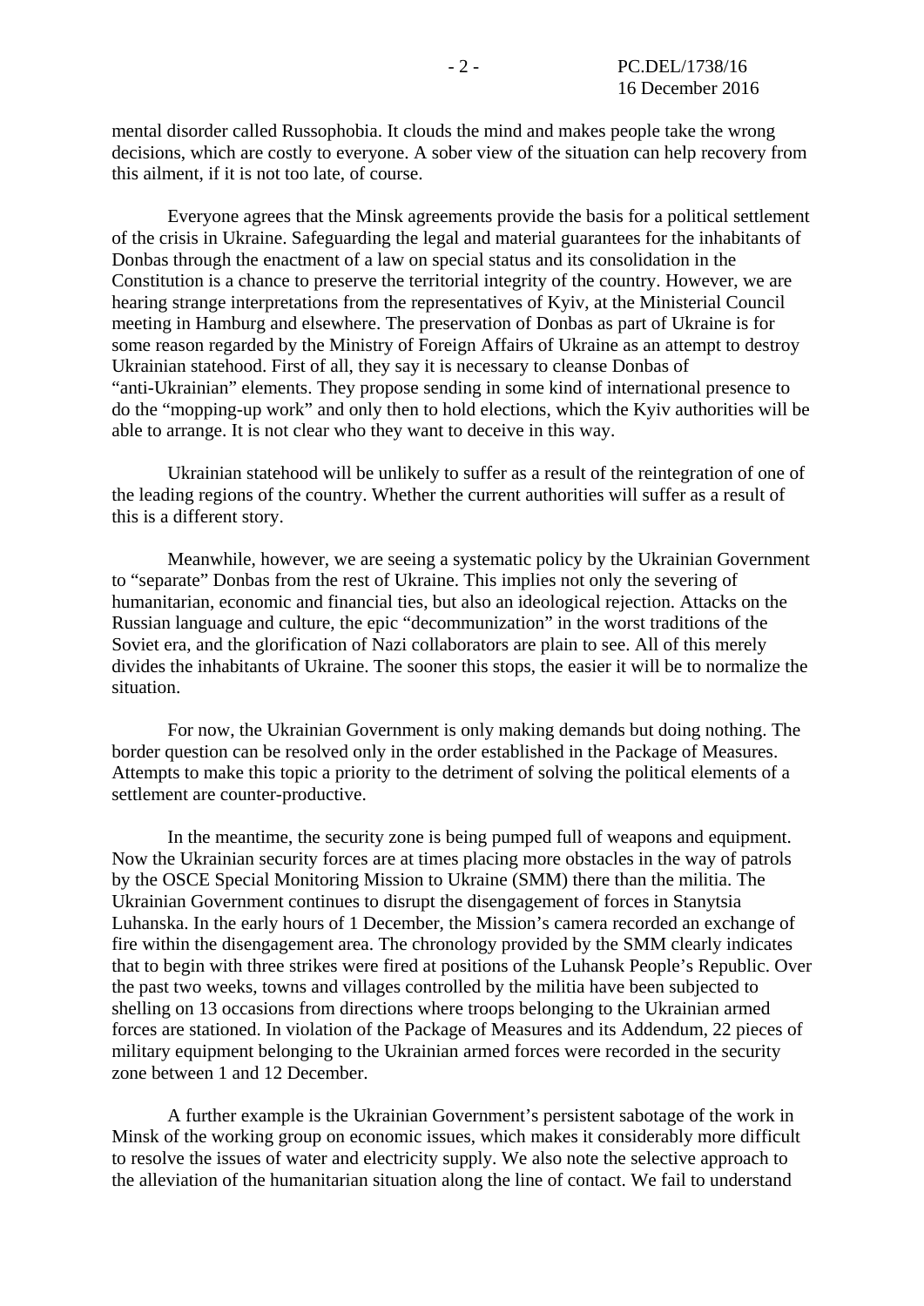mental disorder called Russophobia. It clouds the mind and makes people take the wrong decisions, which are costly to everyone. A sober view of the situation can help recovery from this ailment, if it is not too late, of course.

Everyone agrees that the Minsk agreements provide the basis for a political settlement of the crisis in Ukraine. Safeguarding the legal and material guarantees for the inhabitants of Donbas through the enactment of a law on special status and its consolidation in the Constitution is a chance to preserve the territorial integrity of the country. However, we are hearing strange interpretations from the representatives of Kyiv, at the Ministerial Council meeting in Hamburg and elsewhere. The preservation of Donbas as part of Ukraine is for some reason regarded by the Ministry of Foreign Affairs of Ukraine as an attempt to destroy Ukrainian statehood. First of all, they say it is necessary to cleanse Donbas of "anti-Ukrainian" elements. They propose sending in some kind of international presence to do the "mopping-up work" and only then to hold elections, which the Kyiv authorities will be able to arrange. It is not clear who they want to deceive in this way.

Ukrainian statehood will be unlikely to suffer as a result of the reintegration of one of the leading regions of the country. Whether the current authorities will suffer as a result of this is a different story.

Meanwhile, however, we are seeing a systematic policy by the Ukrainian Government to "separate" Donbas from the rest of Ukraine. This implies not only the severing of humanitarian, economic and financial ties, but also an ideological rejection. Attacks on the Russian language and culture, the epic "decommunization" in the worst traditions of the Soviet era, and the glorification of Nazi collaborators are plain to see. All of this merely divides the inhabitants of Ukraine. The sooner this stops, the easier it will be to normalize the situation.

For now, the Ukrainian Government is only making demands but doing nothing. The border question can be resolved only in the order established in the Package of Measures. Attempts to make this topic a priority to the detriment of solving the political elements of a settlement are counter-productive.

In the meantime, the security zone is being pumped full of weapons and equipment. Now the Ukrainian security forces are at times placing more obstacles in the way of patrols by the OSCE Special Monitoring Mission to Ukraine (SMM) there than the militia. The Ukrainian Government continues to disrupt the disengagement of forces in Stanytsia Luhanska. In the early hours of 1 December, the Mission's camera recorded an exchange of fire within the disengagement area. The chronology provided by the SMM clearly indicates that to begin with three strikes were fired at positions of the Luhansk People's Republic. Over the past two weeks, towns and villages controlled by the militia have been subjected to shelling on 13 occasions from directions where troops belonging to the Ukrainian armed forces are stationed. In violation of the Package of Measures and its Addendum, 22 pieces of military equipment belonging to the Ukrainian armed forces were recorded in the security zone between 1 and 12 December.

A further example is the Ukrainian Government's persistent sabotage of the work in Minsk of the working group on economic issues, which makes it considerably more difficult to resolve the issues of water and electricity supply. We also note the selective approach to the alleviation of the humanitarian situation along the line of contact. We fail to understand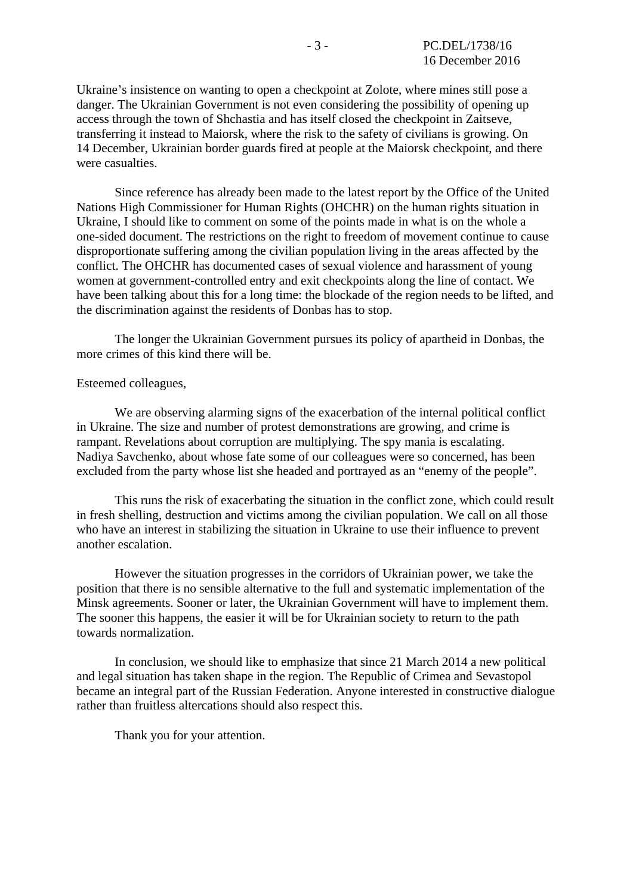Ukraine's insistence on wanting to open a checkpoint at Zolote, where mines still pose a danger. The Ukrainian Government is not even considering the possibility of opening up access through the town of Shchastia and has itself closed the checkpoint in Zaitseve, transferring it instead to Maiorsk, where the risk to the safety of civilians is growing. On 14 December, Ukrainian border guards fired at people at the Maiorsk checkpoint, and there were casualties.

Since reference has already been made to the latest report by the Office of the United Nations High Commissioner for Human Rights (OHCHR) on the human rights situation in Ukraine, I should like to comment on some of the points made in what is on the whole a one-sided document. The restrictions on the right to freedom of movement continue to cause disproportionate suffering among the civilian population living in the areas affected by the conflict. The OHCHR has documented cases of sexual violence and harassment of young women at government-controlled entry and exit checkpoints along the line of contact. We have been talking about this for a long time: the blockade of the region needs to be lifted, and the discrimination against the residents of Donbas has to stop.

The longer the Ukrainian Government pursues its policy of apartheid in Donbas, the more crimes of this kind there will be.

Esteemed colleagues,

We are observing alarming signs of the exacerbation of the internal political conflict in Ukraine. The size and number of protest demonstrations are growing, and crime is rampant. Revelations about corruption are multiplying. The spy mania is escalating. Nadiya Savchenko, about whose fate some of our colleagues were so concerned, has been excluded from the party whose list she headed and portrayed as an "enemy of the people".

This runs the risk of exacerbating the situation in the conflict zone, which could result in fresh shelling, destruction and victims among the civilian population. We call on all those who have an interest in stabilizing the situation in Ukraine to use their influence to prevent another escalation.

However the situation progresses in the corridors of Ukrainian power, we take the position that there is no sensible alternative to the full and systematic implementation of the Minsk agreements. Sooner or later, the Ukrainian Government will have to implement them. The sooner this happens, the easier it will be for Ukrainian society to return to the path towards normalization.

In conclusion, we should like to emphasize that since 21 March 2014 a new political and legal situation has taken shape in the region. The Republic of Crimea and Sevastopol became an integral part of the Russian Federation. Anyone interested in constructive dialogue rather than fruitless altercations should also respect this.

Thank you for your attention.